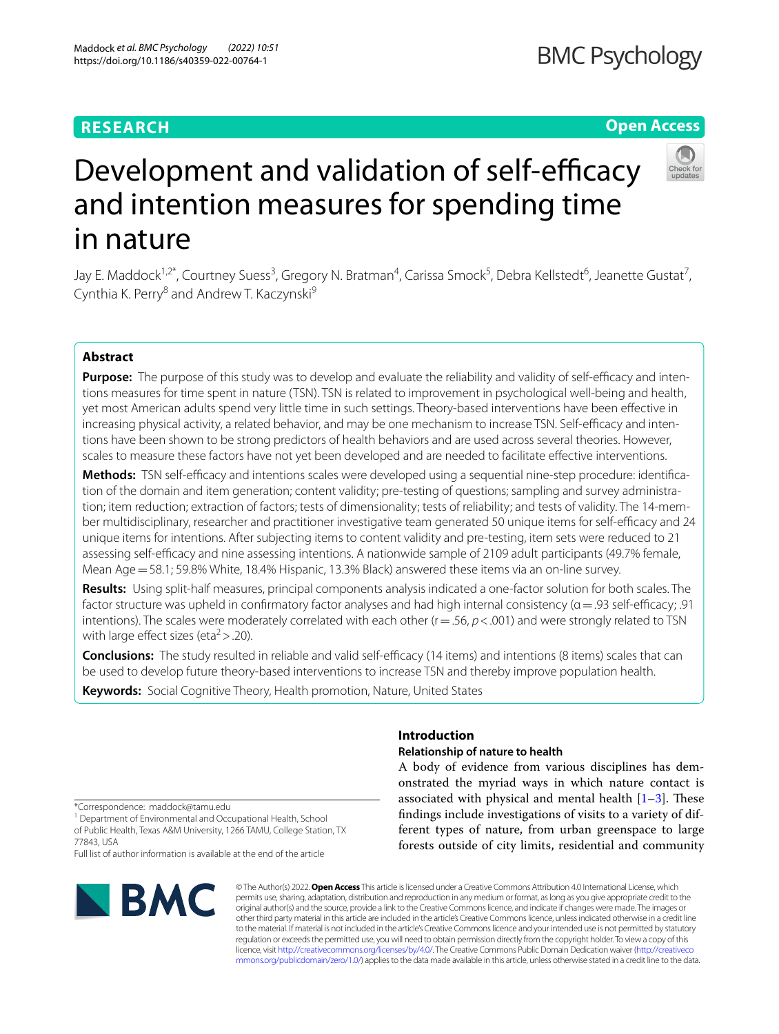RESEARCH

Open Access

# Development and validation of self-efficacy and intention measures for spending time in nature

Jay E. Maddock[1,2*], Courtney Suess[3], Gregory N. Bratman[4], Carissa Smock[5], Debra Kellstedt[6], Jeanette Gustat[7], Cynthia K. Perry[8] and Andrew T. Kaczynski[9]

## Abstract

**Purpose:** The purpose of this study was to develop and evaluate the reliability and validity of self-efficacy and intentions measures for time spent in nature (TSN). TSN is related to improvement in psychological well-being and health, yet most American adults spend very little time in such settings. Theory-based interventions have been effective in increasing physical activity, a related behavior, and may be one mechanism to increase TSN. Self-efficacy and intentions have been shown to be strong predictors of health behaviors and are used across several theories. However, scales to measure these factors have not yet been developed and are needed to facilitate effective interventions.

**Methods:** TSN self-efficacy and intentions scales were developed using a sequential nine-step procedure: identification of the domain and item generation; content validity; pre-testing of questions; sampling and survey administration; item reduction; extraction of factors; tests of dimensionality; tests of reliability; and tests of validity. The 14-member multidisciplinary, researcher and practitioner investigative team generated 50 unique items for self-efficacy and 24 unique items for intentions. After subjecting items to content validity and pre-testing, item sets were reduced to 21 assessing self-efficacy and nine assessing intentions. A nationwide sample of 2109 adult participants (49.7% female, Mean Age = 58.1; 59.8% White, 18.4% Hispanic, 13.3% Black) answered these items via an on-line survey.

**Results:** Using split-half measures, principal components analysis indicated a one-factor solution for both scales. The factor structure was upheld in confirmatory factor analyses and had high internal consistency (α = .93 self-efficacy; .91 intentions). The scales were moderately correlated with each other (r = .56, $p < .001$) and were strongly related to TSN with large effect sizes ($\text{eta}^2 > .20$).

**Conclusions:** The study resulted in reliable and valid self-efficacy (14 items) and intentions (8 items) scales that can be used to develop future theory-based interventions to increase TSN and thereby improve population health.

**Keywords:** Social Cognitive Theory, Health promotion, Nature, United States

*Correspondence: maddock@tamu.edu

[1] Department of Environmental and Occupational Health, School of Public Health, Texas A&M University, 1266 TAMU, College Station, TX 77843, USA

Full list of author information is available at the end of the article

## Introduction

### Relationship of nature to health

A body of evidence from various disciplines has demonstrated the myriad ways in which nature contact is associated with physical and mental health [1–3]. These findings include investigations of visits to a variety of different types of nature, from urban greenspace to large forests outside of city limits, residential and community

© The Author(s) 2022. **Open Access** This article is licensed under a Creative Commons Attribution 4.0 International License, which permits use, sharing, adaptation, distribution and reproduction in any medium or format, as long as you give appropriate credit to the original author(s) and the source, provide a link to the Creative Commons licence, and indicate if changes were made. The images or other third party material in this article are included in the article's Creative Commons licence, unless indicated otherwise in a credit line to the material. If material is not included in the article's Creative Commons licence and your intended use is not permitted by statutory regulation or exceeds the permitted use, you will need to obtain permission directly from the copyright holder. To view a copy of this licence, visit http://creativecommons.org/licenses/by/4.0/. The Creative Commons Public Domain Dedication waiver (http://creativecommons.org/publicdomain/zero/1.0/) applies to the data made available in this article, unless otherwise stated in a credit line to the data.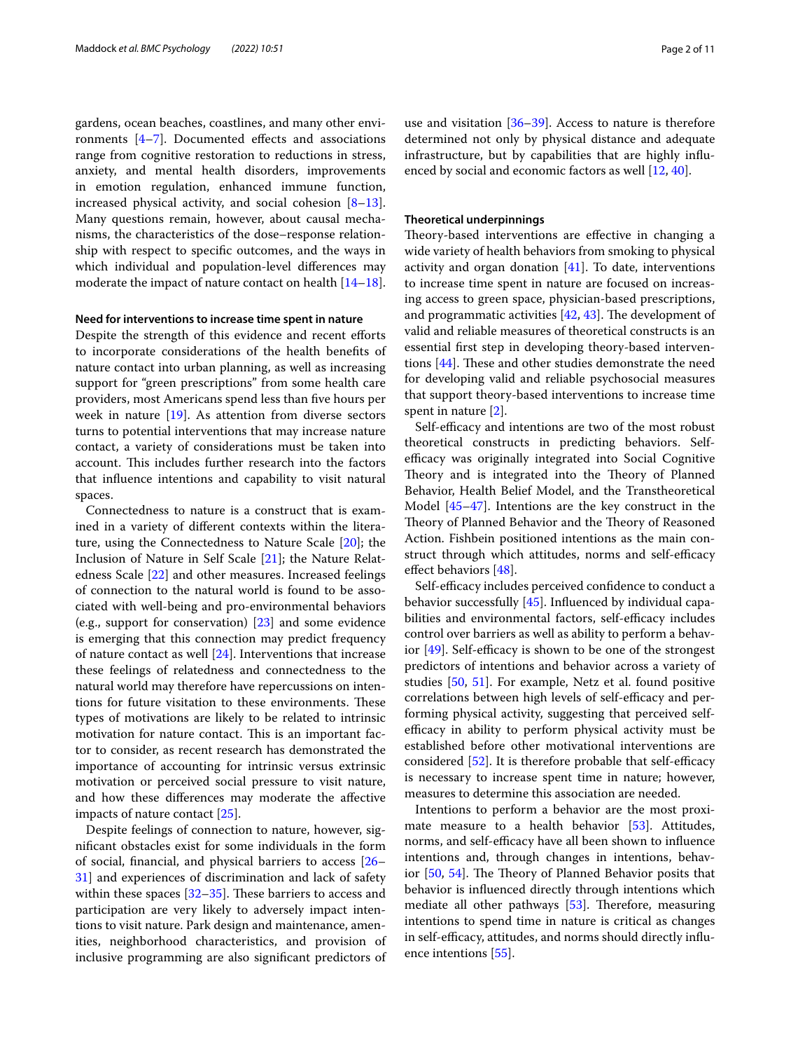gardens, ocean beaches, coastlines, and many other environments [4–7]. Documented effects and associations range from cognitive restoration to reductions in stress, anxiety, and mental health disorders, improvements in emotion regulation, enhanced immune function, increased physical activity, and social cohesion [8–13]. Many questions remain, however, about causal mechanisms, the characteristics of the dose–response relationship with respect to specific outcomes, and the ways in which individual and population-level differences may moderate the impact of nature contact on health [14–18].

### Need for interventions to increase time spent in nature

Despite the strength of this evidence and recent efforts to incorporate considerations of the health benefits of nature contact into urban planning, as well as increasing support for "green prescriptions" from some health care providers, most Americans spend less than five hours per week in nature [19]. As attention from diverse sectors turns to potential interventions that may increase nature contact, a variety of considerations must be taken into account. This includes further research into the factors that influence intentions and capability to visit natural spaces.

Connectedness to nature is a construct that is examined in a variety of different contexts within the literature, using the Connectedness to Nature Scale [20]; the Inclusion of Nature in Self Scale [21]; the Nature Relatedness Scale [22] and other measures. Increased feelings of connection to the natural world is found to be associated with well-being and pro-environmental behaviors (e.g., support for conservation) [23] and some evidence is emerging that this connection may predict frequency of nature contact as well [24]. Interventions that increase these feelings of relatedness and connectedness to the natural world may therefore have repercussions on intentions for future visitation to these environments. These types of motivations are likely to be related to intrinsic motivation for nature contact. This is an important factor to consider, as recent research has demonstrated the importance of accounting for intrinsic versus extrinsic motivation or perceived social pressure to visit nature, and how these differences may moderate the affective impacts of nature contact [25].

Despite feelings of connection to nature, however, significant obstacles exist for some individuals in the form of social, financial, and physical barriers to access [26–31] and experiences of discrimination and lack of safety within these spaces [32–35]. These barriers to access and participation are very likely to adversely impact intentions to visit nature. Park design and maintenance, amenities, neighborhood characteristics, and provision of inclusive programming are also significant predictors of use and visitation [36–39]. Access to nature is therefore determined not only by physical distance and adequate infrastructure, but by capabilities that are highly influenced by social and economic factors as well [12, 40].

### Theoretical underpinnings

Theory-based interventions are effective in changing a wide variety of health behaviors from smoking to physical activity and organ donation [41]. To date, interventions to increase time spent in nature are focused on increasing access to green space, physician-based prescriptions, and programmatic activities [42, 43]. The development of valid and reliable measures of theoretical constructs is an essential first step in developing theory-based interventions [44]. These and other studies demonstrate the need for developing valid and reliable psychosocial measures that support theory-based interventions to increase time spent in nature [2].

Self-efficacy and intentions are two of the most robust theoretical constructs in predicting behaviors. Self-efficacy was originally integrated into Social Cognitive Theory and is integrated into the Theory of Planned Behavior, Health Belief Model, and the Transtheoretical Model [45–47]. Intentions are the key construct in the Theory of Planned Behavior and the Theory of Reasoned Action. Fishbein positioned intentions as the main construct through which attitudes, norms and self-efficacy effect behaviors [48].

Self-efficacy includes perceived confidence to conduct a behavior successfully [45]. Influenced by individual capabilities and environmental factors, self-efficacy includes control over barriers as well as ability to perform a behavior [49]. Self-efficacy is shown to be one of the strongest predictors of intentions and behavior across a variety of studies [50, 51]. For example, Netz et al. found positive correlations between high levels of self-efficacy and performing physical activity, suggesting that perceived self-efficacy in ability to perform physical activity must be established before other motivational interventions are considered [52]. It is therefore probable that self-efficacy is necessary to increase spent time in nature; however, measures to determine this association are needed.

Intentions to perform a behavior are the most proximate measure to a health behavior [53]. Attitudes, norms, and self-efficacy have all been shown to influence intentions and, through changes in intentions, behavior [50, 54]. The Theory of Planned Behavior posits that behavior is influenced directly through intentions which mediate all other pathways [53]. Therefore, measuring intentions to spend time in nature is critical as changes in self-efficacy, attitudes, and norms should directly influence intentions [55].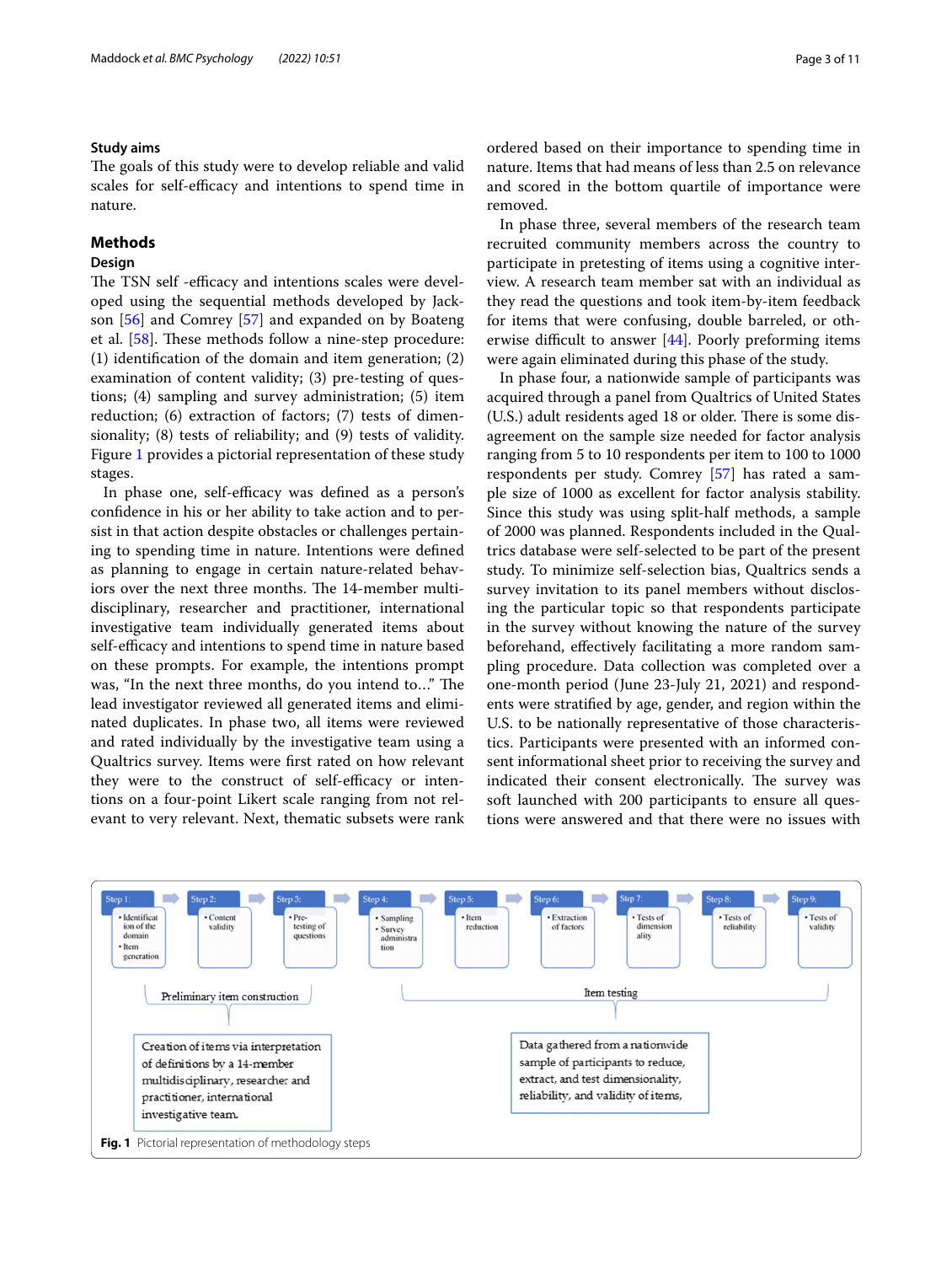### Study aims

The goals of this study were to develop reliable and valid scales for self-efficacy and intentions to spend time in nature.

## Methods

### Design

The TSN self -efficacy and intentions scales were developed using the sequential methods developed by Jackson [56] and Comrey [57] and expanded on by Boateng et al. [58]. These methods follow a nine-step procedure: (1) identification of the domain and item generation; (2) examination of content validity; (3) pre-testing of questions; (4) sampling and survey administration; (5) item reduction; (6) extraction of factors; (7) tests of dimensionality; (8) tests of reliability; and (9) tests of validity. Figure 1 provides a pictorial representation of these study stages.

In phase one, self-efficacy was defined as a person's confidence in his or her ability to take action and to persist in that action despite obstacles or challenges pertaining to spending time in nature. Intentions were defined as planning to engage in certain nature-related behaviors over the next three months. The 14-member multidisciplinary, researcher and practitioner, international investigative team individually generated items about self-efficacy and intentions to spend time in nature based on these prompts. For example, the intentions prompt was, "In the next three months, do you intend to…" The lead investigator reviewed all generated items and eliminated duplicates. In phase two, all items were reviewed and rated individually by the investigative team using a Qualtrics survey. Items were first rated on how relevant they were to the construct of self-efficacy or intentions on a four-point Likert scale ranging from not relevant to very relevant. Next, thematic subsets were rank ordered based on their importance to spending time in nature. Items that had means of less than 2.5 on relevance and scored in the bottom quartile of importance were removed.

In phase three, several members of the research team recruited community members across the country to participate in pretesting of items using a cognitive interview. A research team member sat with an individual as they read the questions and took item-by-item feedback for items that were confusing, double barreled, or otherwise difficult to answer [44]. Poorly preforming items were again eliminated during this phase of the study.

In phase four, a nationwide sample of participants was acquired through a panel from Qualtrics of United States (U.S.) adult residents aged 18 or older. There is some disagreement on the sample size needed for factor analysis ranging from 5 to 10 respondents per item to 100 to 1000 respondents per study. Comrey [57] has rated a sample size of 1000 as excellent for factor analysis stability. Since this study was using split-half methods, a sample of 2000 was planned. Respondents included in the Qualtrics database were self-selected to be part of the present study. To minimize self-selection bias, Qualtrics sends a survey invitation to its panel members without disclosing the particular topic so that respondents participate in the survey without knowing the nature of the survey beforehand, effectively facilitating a more random sampling procedure. Data collection was completed over a one-month period (June 23-July 21, 2021) and respondents were stratified by age, gender, and region within the U.S. to be nationally representative of those characteristics. Participants were presented with an informed consent informational sheet prior to receiving the survey and indicated their consent electronically. The survey was soft launched with 200 participants to ensure all questions were answered and that there were no issues with

Step 1: • Identification of the domain • Item generation → Step 2: • Content validity → Step 3: • Pre-testing of questions → Step 4: • Sampling • Survey administration → Step 5: • Item reduction → Step 6: • Extraction of factors → Step 7: • Tests of dimensionality → Step 8: • Tests of reliability → Step 9: • Tests of validity

Preliminary item construction (Steps 1–3): Creation of items via interpretation of definitions by a 14-member multidisciplinary, researcher and practitioner, international investigative team.

Item testing (Steps 4–9): Data gathered from a nationwide sample of participants to reduce, extract, and test dimensionality, reliability, and validity of items.

**Fig. 1** Pictorial representation of methodology steps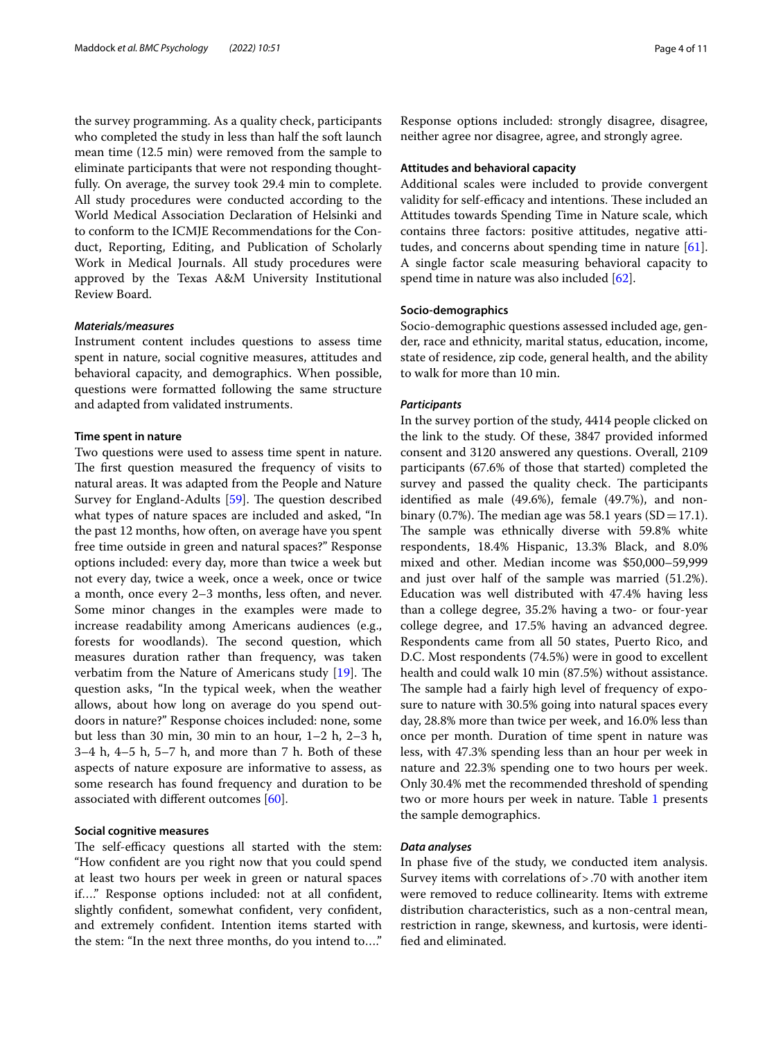the survey programming. As a quality check, participants who completed the study in less than half the soft launch mean time (12.5 min) were removed from the sample to eliminate participants that were not responding thoughtfully. On average, the survey took 29.4 min to complete. All study procedures were conducted according to the World Medical Association Declaration of Helsinki and to conform to the ICMJE Recommendations for the Conduct, Reporting, Editing, and Publication of Scholarly Work in Medical Journals. All study procedures were approved by the Texas A&M University Institutional Review Board.

### *Materials/measures*

Instrument content includes questions to assess time spent in nature, social cognitive measures, attitudes and behavioral capacity, and demographics. When possible, questions were formatted following the same structure and adapted from validated instruments.

#### Time spent in nature

Two questions were used to assess time spent in nature. The first question measured the frequency of visits to natural areas. It was adapted from the People and Nature Survey for England-Adults [59]. The question described what types of nature spaces are included and asked, "In the past 12 months, how often, on average have you spent free time outside in green and natural spaces?" Response options included: every day, more than twice a week but not every day, twice a week, once a week, once or twice a month, once every 2–3 months, less often, and never. Some minor changes in the examples were made to increase readability among Americans audiences (e.g., forests for woodlands). The second question, which measures duration rather than frequency, was taken verbatim from the Nature of Americans study [19]. The question asks, "In the typical week, when the weather allows, about how long on average do you spend outdoors in nature?" Response choices included: none, some but less than 30 min, 30 min to an hour, 1–2 h, 2–3 h, 3–4 h, 4–5 h, 5–7 h, and more than 7 h. Both of these aspects of nature exposure are informative to assess, as some research has found frequency and duration to be associated with different outcomes [60].

#### Social cognitive measures

The self-efficacy questions all started with the stem: "How confident are you right now that you could spend at least two hours per week in green or natural spaces if…" Response options included: not at all confident, slightly confident, somewhat confident, very confident, and extremely confident. Intention items started with the stem: "In the next three months, do you intend to…." Response options included: strongly disagree, disagree, neither agree nor disagree, agree, and strongly agree.

#### Attitudes and behavioral capacity

Additional scales were included to provide convergent validity for self-efficacy and intentions. These included an Attitudes towards Spending Time in Nature scale, which contains three factors: positive attitudes, negative attitudes, and concerns about spending time in nature [61]. A single factor scale measuring behavioral capacity to spend time in nature was also included [62].

#### Socio-demographics

Socio-demographic questions assessed included age, gender, race and ethnicity, marital status, education, income, state of residence, zip code, general health, and the ability to walk for more than 10 min.

### *Participants*

In the survey portion of the study, 4414 people clicked on the link to the study. Of these, 3847 provided informed consent and 3120 answered any questions. Overall, 2109 participants (67.6% of those that started) completed the survey and passed the quality check. The participants identified as male (49.6%), female (49.7%), and non-binary (0.7%). The median age was 58.1 years (SD = 17.1). The sample was ethnically diverse with 59.8% white respondents, 18.4% Hispanic, 13.3% Black, and 8.0% mixed and other. Median income was $50,000–59,999 and just over half of the sample was married (51.2%). Education was well distributed with 47.4% having less than a college degree, 35.2% having a two- or four-year college degree, and 17.5% having an advanced degree. Respondents came from all 50 states, Puerto Rico, and D.C. Most respondents (74.5%) were in good to excellent health and could walk 10 min (87.5%) without assistance. The sample had a fairly high level of frequency of exposure to nature with 30.5% going into natural spaces every day, 28.8% more than twice per week, and 16.0% less than once per month. Duration of time spent in nature was less, with 47.3% spending less than an hour per week in nature and 22.3% spending one to two hours per week. Only 30.4% met the recommended threshold of spending two or more hours per week in nature. Table 1 presents the sample demographics.

### *Data analyses*

In phase five of the study, we conducted item analysis. Survey items with correlations of > .70 with another item were removed to reduce collinearity. Items with extreme distribution characteristics, such as a non-central mean, restriction in range, skewness, and kurtosis, were identified and eliminated.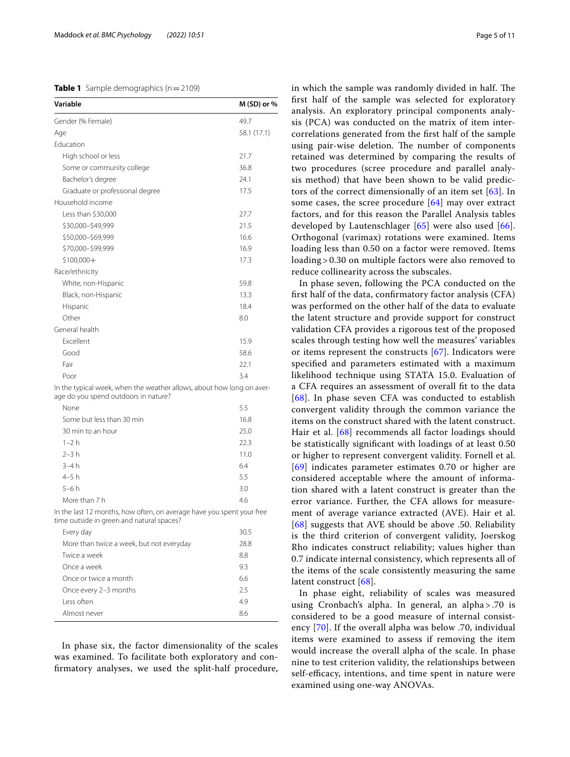**Table 1** Sample demographics (n = 2109)

| Variable | M (SD) or % |
|---|---|
| Gender (% Female) | 49.7 |
| Age | 58.1 (17.1) |
| Education | |
| High school or less | 21.7 |
| Some or community college | 36.8 |
| Bachelor's degree | 24.1 |
| Graduate or professional degree | 17.5 |
| Household income | |
| Less than $30,000 | 27.7 |
| $30,000–$49,999 | 21.5 |
| $50,000–$69,999 | 16.6 |
| $70,000–$99,999 | 16.9 |
| $100,000+ | 17.3 |
| Race/ethnicity | |
| White, non-Hispanic | 59.8 |
| Black, non-Hispanic | 13.3 |
| Hispanic | 18.4 |
| Other | 8.0 |
| General health | |
| Excellent | 15.9 |
| Good | 58.6 |
| Fair | 22.1 |
| Poor | 3.4 |
| In the typical week, when the weather allows, about how long on average do you spend outdoors in nature? | |
| None | 5.5 |
| Some but less than 30 min | 16.8 |
| 30 min to an hour | 25.0 |
| 1–2 h | 22.3 |
| 2–3 h | 11.0 |
| 3–4 h | 6.4 |
| 4–5 h | 5.5 |
| 5–6 h | 3.0 |
| More than 7 h | 4.6 |
| In the last 12 months, how often, on average have you spent your free time outside in green and natural spaces? | |
| Every day | 30.5 |
| More than twice a week, but not everyday | 28.8 |
| Twice a week | 8.8 |
| Once a week | 9.3 |
| Once or twice a month | 6.6 |
| Once every 2–3 months | 2.5 |
| Less often | 4.9 |
| Almost never | 8.6 |

In phase six, the factor dimensionality of the scales was examined. To facilitate both exploratory and confirmatory analyses, we used the split-half procedure, in which the sample was randomly divided in half. The first half of the sample was selected for exploratory analysis. An exploratory principal components analysis (PCA) was conducted on the matrix of item intercorrelations generated from the first half of the sample using pair-wise deletion. The number of components retained was determined by comparing the results of two procedures (scree procedure and parallel analysis method) that have been shown to be valid predictors of the correct dimensionally of an item set [63]. In some cases, the scree procedure [64] may over extract factors, and for this reason the Parallel Analysis tables developed by Lautenschlager [65] were also used [66]. Orthogonal (varimax) rotations were examined. Items loading less than 0.50 on a factor were removed. Items loading > 0.30 on multiple factors were also removed to reduce collinearity across the subscales.

In phase seven, following the PCA conducted on the first half of the data, confirmatory factor analysis (CFA) was performed on the other half of the data to evaluate the latent structure and provide support for construct validation CFA provides a rigorous test of the proposed scales through testing how well the measures' variables or items represent the constructs [67]. Indicators were specified and parameters estimated with a maximum likelihood technique using STATA 15.0. Evaluation of a CFA requires an assessment of overall fit to the data [68]. In phase seven CFA was conducted to establish convergent validity through the common variance the items on the construct shared with the latent construct. Hair et al. [68] recommends all factor loadings should be statistically significant with loadings of at least 0.50 or higher to represent convergent validity. Fornell et al. [69] indicates parameter estimates 0.70 or higher are considered acceptable where the amount of information shared with a latent construct is greater than the error variance. Further, the CFA allows for measurement of average variance extracted (AVE). Hair et al. [68] suggests that AVE should be above .50. Reliability is the third criterion of convergent validity, Joerskog Rho indicates construct reliability; values higher than 0.7 indicate internal consistency, which represents all of the items of the scale consistently measuring the same latent construct [68].

In phase eight, reliability of scales was measured using Cronbach's alpha. In general, an alpha > .70 is considered to be a good measure of internal consistency [70]. If the overall alpha was below .70, individual items were examined to assess if removing the item would increase the overall alpha of the scale. In phase nine to test criterion validity, the relationships between self-efficacy, intentions, and time spent in nature were examined using one-way ANOVAs.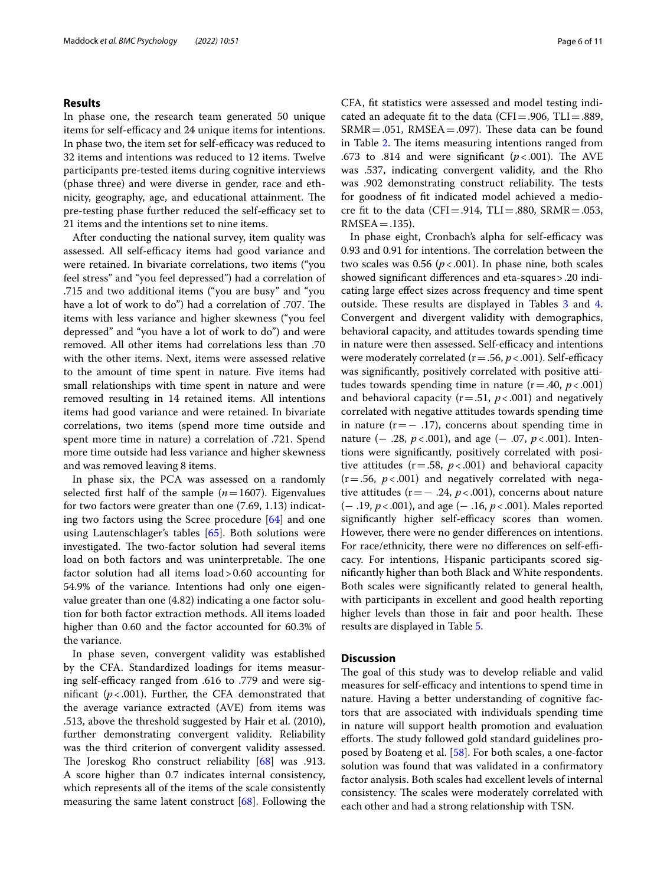## Results

In phase one, the research team generated 50 unique items for self-efficacy and 24 unique items for intentions. In phase two, the item set for self-efficacy was reduced to 32 items and intentions was reduced to 12 items. Twelve participants pre-tested items during cognitive interviews (phase three) and were diverse in gender, race and ethnicity, geography, age, and educational attainment. The pre-testing phase further reduced the self-efficacy set to 21 items and the intentions set to nine items.

After conducting the national survey, item quality was assessed. All self-efficacy items had good variance and were retained. In bivariate correlations, two items ("you feel stress" and "you feel depressed") had a correlation of .715 and two additional items ("you are busy" and "you have a lot of work to do") had a correlation of .707. The items with less variance and higher skewness ("you feel depressed" and "you have a lot of work to do") and were removed. All other items had correlations less than .70 with the other items. Next, items were assessed relative to the amount of time spent in nature. Five items had small relationships with time spent in nature and were removed resulting in 14 retained items. All intentions items had good variance and were retained. In bivariate correlations, two items (spend more time outside and spent more time in nature) a correlation of .721. Spend more time outside had less variance and higher skewness and was removed leaving 8 items.

In phase six, the PCA was assessed on a randomly selected first half of the sample ($n = 1607$). Eigenvalues for two factors were greater than one (7.69, 1.13) indicating two factors using the Scree procedure [64] and one using Lautenschlager's tables [65]. Both solutions were investigated. The two-factor solution had several items load on both factors and was uninterpretable. The one factor solution had all items load > 0.60 accounting for 54.9% of the variance. Intentions had only one eigenvalue greater than one (4.82) indicating a one factor solution for both factor extraction methods. All items loaded higher than 0.60 and the factor accounted for 60.3% of the variance.

In phase seven, convergent validity was established by the CFA. Standardized loadings for items measuring self-efficacy ranged from .616 to .779 and were significant ($p < .001$). Further, the CFA demonstrated that the average variance extracted (AVE) from items was .513, above the threshold suggested by Hair et al. (2010), further demonstrating convergent validity. Reliability was the third criterion of convergent validity assessed. The Joreskog Rho construct reliability [68] was .913. A score higher than 0.7 indicates internal consistency, which represents all of the items of the scale consistently measuring the same latent construct [68]. Following the CFA, fit statistics were assessed and model testing indicated an adequate fit to the data (CFI = .906, TLI = .889, SRMR = .051, RMSEA = .097). These data can be found in Table 2. The items measuring intentions ranged from .673 to .814 and were significant ($p < .001$). The AVE was .537, indicating convergent validity, and the Rho was .902 demonstrating construct reliability. The tests for goodness of fit indicated model achieved a mediocre fit to the data (CFI = .914, TLI = .880, SRMR = .053, RMSEA = .135).

In phase eight, Cronbach's alpha for self-efficacy was 0.93 and 0.91 for intentions. The correlation between the two scales was 0.56 ($p < .001$). In phase nine, both scales showed significant differences and eta-squares > .20 indicating large effect sizes across frequency and time spent outside. These results are displayed in Tables 3 and 4. Convergent and divergent validity with demographics, behavioral capacity, and attitudes towards spending time in nature were then assessed. Self-efficacy and intentions were moderately correlated ($r = .56$, $p < .001$). Self-efficacy was significantly, positively correlated with positive attitudes towards spending time in nature ($r = .40$, $p < .001$) and behavioral capacity ($r = .51$, $p < .001$) and negatively correlated with negative attitudes towards spending time in nature ($r = -.17$), concerns about spending time in nature ($-.28$, $p < .001$), and age ($-.07$, $p < .001$). Intentions were significantly, positively correlated with positive attitudes ($r = .58$, $p < .001$) and behavioral capacity ($r = .56$, $p < .001$) and negatively correlated with negative attitudes ($r = -.24$, $p < .001$), concerns about nature ($-.19$, $p < .001$), and age ($-.16$, $p < .001$). Males reported significantly higher self-efficacy scores than women. However, there were no gender differences on intentions. For race/ethnicity, there were no differences on self-efficacy. For intentions, Hispanic participants scored significantly higher than both Black and White respondents. Both scales were significantly related to general health, with participants in excellent and good health reporting higher levels than those in fair and poor health. These results are displayed in Table 5.

## Discussion

The goal of this study was to develop reliable and valid measures for self-efficacy and intentions to spend time in nature. Having a better understanding of cognitive factors that are associated with individuals spending time in nature will support health promotion and evaluation efforts. The study followed gold standard guidelines proposed by Boateng et al. [58]. For both scales, a one-factor solution was found that was validated in a confirmatory factor analysis. Both scales had excellent levels of internal consistency. The scales were moderately correlated with each other and had a strong relationship with TSN.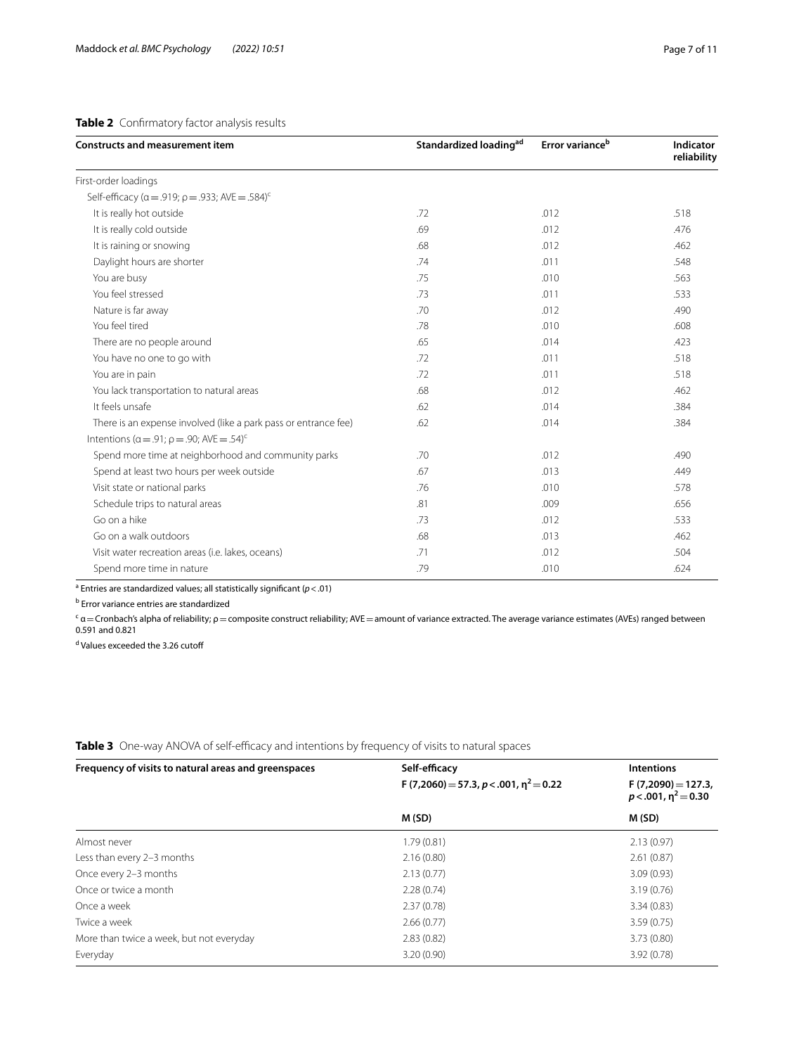**Table 2** Confirmatory factor analysis results

| Constructs and measurement item | Standardized loading[ad] | Error variance[b] | Indicator reliability |
|---|---|---|---|
| First-order loadings | | | |
| Self-efficacy ($\alpha = .919$; $\rho = .933$; AVE $= .584$)[c] | | | |
| It is really hot outside | .72 | .012 | .518 |
| It is really cold outside | .69 | .012 | .476 |
| It is raining or snowing | .68 | .012 | .462 |
| Daylight hours are shorter | .74 | .011 | .548 |
| You are busy | .75 | .010 | .563 |
| You feel stressed | .73 | .011 | .533 |
| Nature is far away | .70 | .012 | .490 |
| You feel tired | .78 | .010 | .608 |
| There are no people around | .65 | .014 | .423 |
| You have no one to go with | .72 | .011 | .518 |
| You are in pain | .72 | .011 | .518 |
| You lack transportation to natural areas | .68 | .012 | .462 |
| It feels unsafe | .62 | .014 | .384 |
| There is an expense involved (like a park pass or entrance fee) | .62 | .014 | .384 |
| Intentions ($\alpha = .91$; $\rho = .90$; AVE $= .54$)[c] | | | |
| Spend more time at neighborhood and community parks | .70 | .012 | .490 |
| Spend at least two hours per week outside | .67 | .013 | .449 |
| Visit state or national parks | .76 | .010 | .578 |
| Schedule trips to natural areas | .81 | .009 | .656 |
| Go on a hike | .73 | .012 | .533 |
| Go on a walk outdoors | .68 | .013 | .462 |
| Visit water recreation areas (i.e. lakes, oceans) | .71 | .012 | .504 |
| Spend more time in nature | .79 | .010 | .624 |

[a] Entries are standardized values; all statistically significant ($p < .01$)

[b] Error variance entries are standardized

[c] $\alpha$ = Cronbach's alpha of reliability; $\rho$ = composite construct reliability; AVE = amount of variance extracted. The average variance estimates (AVEs) ranged between 0.591 and 0.821

[d] Values exceeded the 3.26 cutoff

**Table 3** One-way ANOVA of self-efficacy and intentions by frequency of visits to natural spaces

| Frequency of visits to natural areas and greenspaces | Self-efficacy $F(7,2060) = 57.3$, $p < .001$, $\eta^2 = 0.22$ | Intentions $F(7,2090) = 127.3$, $p < .001$, $\eta^2 = 0.30$ |
|---|---|---|
| | M (SD) | M (SD) |
| Almost never | 1.79 (0.81) | 2.13 (0.97) |
| Less than every 2–3 months | 2.16 (0.80) | 2.61 (0.87) |
| Once every 2–3 months | 2.13 (0.77) | 3.09 (0.93) |
| Once or twice a month | 2.28 (0.74) | 3.19 (0.76) |
| Once a week | 2.37 (0.78) | 3.34 (0.83) |
| Twice a week | 2.66 (0.77) | 3.59 (0.75) |
| More than twice a week, but not everyday | 2.83 (0.82) | 3.73 (0.80) |
| Everyday | 3.20 (0.90) | 3.92 (0.78) |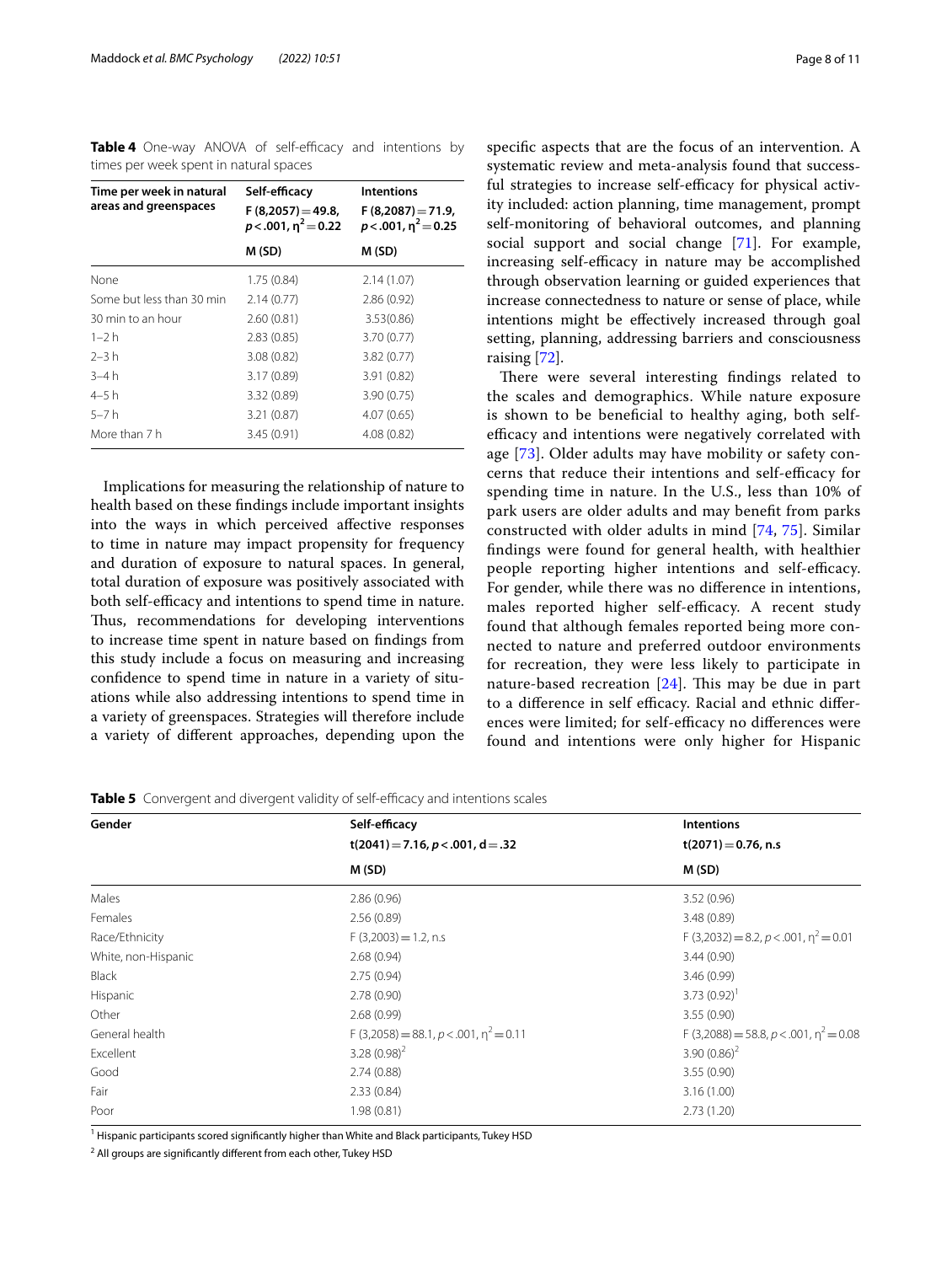**Table 4** One-way ANOVA of self-efficacy and intentions by times per week spent in natural spaces

| Time per week in natural areas and greenspaces | Self-efficacy $F(8,2057)=49.8$, $p<.001$, $\eta^2=0.22$ | Intentions $F(8,2087)=71.9$, $p<.001$, $\eta^2=0.25$ |
|---|---|---|
| | M (SD) | M (SD) |
| None | 1.75 (0.84) | 2.14 (1.07) |
| Some but less than 30 min | 2.14 (0.77) | 2.86 (0.92) |
| 30 min to an hour | 2.60 (0.81) | 3.53(0.86) |
| 1–2 h | 2.83 (0.85) | 3.70 (0.77) |
| 2–3 h | 3.08 (0.82) | 3.82 (0.77) |
| 3–4 h | 3.17 (0.89) | 3.91 (0.82) |
| 4–5 h | 3.32 (0.89) | 3.90 (0.75) |
| 5–7 h | 3.21 (0.87) | 4.07 (0.65) |
| More than 7 h | 3.45 (0.91) | 4.08 (0.82) |

Implications for measuring the relationship of nature to health based on these findings include important insights into the ways in which perceived affective responses to time in nature may impact propensity for frequency and duration of exposure to natural spaces. In general, total duration of exposure was positively associated with both self-efficacy and intentions to spend time in nature. Thus, recommendations for developing interventions to increase time spent in nature based on findings from this study include a focus on measuring and increasing confidence to spend time in nature in a variety of situations while also addressing intentions to spend time in a variety of greenspaces. Strategies will therefore include a variety of different approaches, depending upon the specific aspects that are the focus of an intervention. A systematic review and meta-analysis found that successful strategies to increase self-efficacy for physical activity included: action planning, time management, prompt self-monitoring of behavioral outcomes, and planning social support and social change [71]. For example, increasing self-efficacy in nature may be accomplished through observation learning or guided experiences that increase connectedness to nature or sense of place, while intentions might be effectively increased through goal setting, planning, addressing barriers and consciousness raising [72].

There were several interesting findings related to the scales and demographics. While nature exposure is shown to be beneficial to healthy aging, both self-efficacy and intentions were negatively correlated with age [73]. Older adults may have mobility or safety concerns that reduce their intentions and self-efficacy for spending time in nature. In the U.S., less than 10% of park users are older adults and may benefit from parks constructed with older adults in mind [74, 75]. Similar findings were found for general health, with healthier people reporting higher intentions and self-efficacy. For gender, while there was no difference in intentions, males reported higher self-efficacy. A recent study found that although females reported being more connected to nature and preferred outdoor environments for recreation, they were less likely to participate in nature-based recreation [24]. This may be due in part to a difference in self efficacy. Racial and ethnic differences were limited; for self-efficacy no differences were found and intentions were only higher for Hispanic

**Table 5** Convergent and divergent validity of self-efficacy and intentions scales

| Gender | Self-efficacy $t(2041)=7.16$, $p<.001$, $d=.32$ | Intentions $t(2071)=0.76$, n.s |
|---|---|---|
| | M (SD) | M (SD) |
| Males | 2.86 (0.96) | 3.52 (0.96) |
| Females | 2.56 (0.89) | 3.48 (0.89) |
| Race/Ethnicity | $F(3,2003)=1.2$, n.s | $F(3,2032)=8.2$, $p<.001$, $\eta^2=0.01$ |
| White, non-Hispanic | 2.68 (0.94) | 3.44 (0.90) |
| Black | 2.75 (0.94) | 3.46 (0.99) |
| Hispanic | 2.78 (0.90) | 3.73 (0.92)[1] |
| Other | 2.68 (0.99) | 3.55 (0.90) |
| General health | $F(3,2058)=88.1$, $p<.001$, $\eta^2=0.11$ | $F(3,2088)=58.8$, $p<.001$, $\eta^2=0.08$ |
| Excellent | 3.28 (0.98)[2] | 3.90 (0.86)[2] |
| Good | 2.74 (0.88) | 3.55 (0.90) |
| Fair | 2.33 (0.84) | 3.16 (1.00) |
| Poor | 1.98 (0.81) | 2.73 (1.20) |

[1] Hispanic participants scored significantly higher than White and Black participants, Tukey HSD

[2] All groups are significantly different from each other, Tukey HSD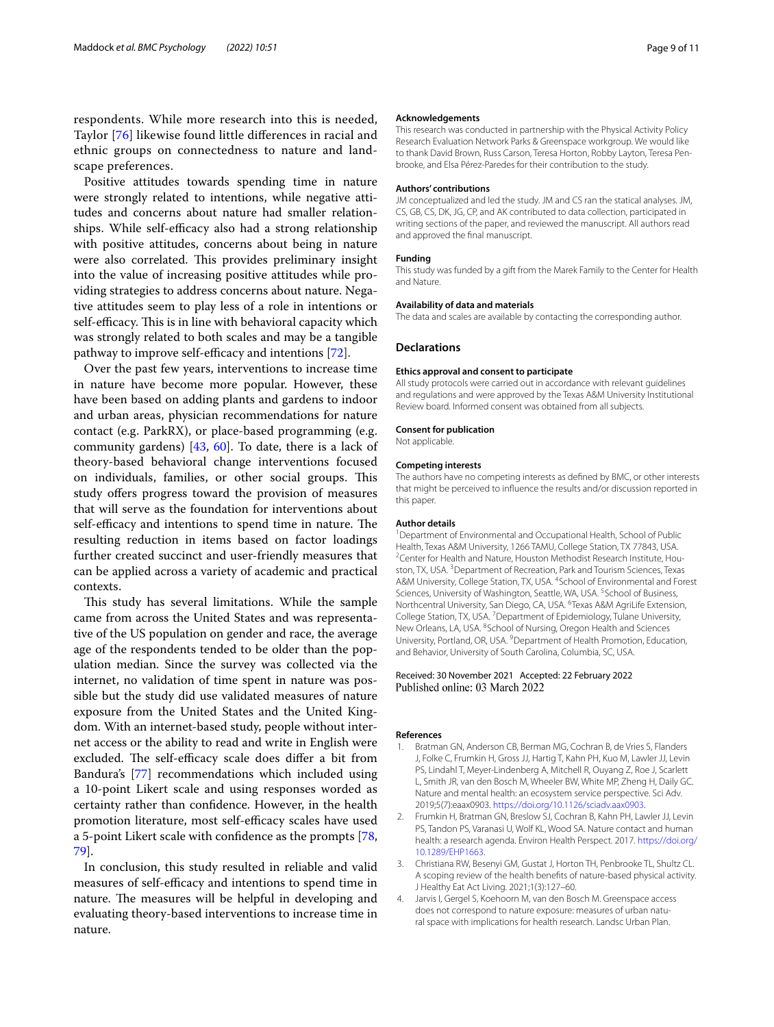respondents. While more research into this is needed, Taylor [76] likewise found little differences in racial and ethnic groups on connectedness to nature and landscape preferences.

Positive attitudes towards spending time in nature were strongly related to intentions, while negative attitudes and concerns about nature had smaller relationships. While self-efficacy also had a strong relationship with positive attitudes, concerns about being in nature were also correlated. This provides preliminary insight into the value of increasing positive attitudes while providing strategies to address concerns about nature. Negative attitudes seem to play less of a role in intentions or self-efficacy. This is in line with behavioral capacity which was strongly related to both scales and may be a tangible pathway to improve self-efficacy and intentions [72].

Over the past few years, interventions to increase time in nature have become more popular. However, these have been based on adding plants and gardens to indoor and urban areas, physician recommendations for nature contact (e.g. ParkRX), or place-based programming (e.g. community gardens) [43, 60]. To date, there is a lack of theory-based behavioral change interventions focused on individuals, families, or other social groups. This study offers progress toward the provision of measures that will serve as the foundation for interventions about self-efficacy and intentions to spend time in nature. The resulting reduction in items based on factor loadings further created succinct and user-friendly measures that can be applied across a variety of academic and practical contexts.

This study has several limitations. While the sample came from across the United States and was representative of the US population on gender and race, the average age of the respondents tended to be older than the population median. Since the survey was collected via the internet, no validation of time spent in nature was possible but the study did use validated measures of nature exposure from the United States and the United Kingdom. With an internet-based study, people without internet access or the ability to read and write in English were excluded. The self-efficacy scale does differ a bit from Bandura's [77] recommendations which included using a 10-point Likert scale and using responses worded as certainty rather than confidence. However, in the health promotion literature, most self-efficacy scales have used a 5-point Likert scale with confidence as the prompts [78, 79].

In conclusion, this study resulted in reliable and valid measures of self-efficacy and intentions to spend time in nature. The measures will be helpful in developing and evaluating theory-based interventions to increase time in nature.

#### Acknowledgements

This research was conducted in partnership with the Physical Activity Policy Research Evaluation Network Parks & Greenspace workgroup. We would like to thank David Brown, Russ Carson, Teresa Horton, Robby Layton, Teresa Penbrooke, and Elsa Pérez-Paredes for their contribution to the study.

#### Authors' contributions

JM conceptualized and led the study. JM and CS ran the statical analyses. JM, CS, GB, CS, DK, JG, CP, and AK contributed to data collection, participated in writing sections of the paper, and reviewed the manuscript. All authors read and approved the final manuscript.

#### Funding

This study was funded by a gift from the Marek Family to the Center for Health and Nature.

#### Availability of data and materials

The data and scales are available by contacting the corresponding author.

## Declarations

#### Ethics approval and consent to participate

All study protocols were carried out in accordance with relevant guidelines and regulations and were approved by the Texas A&M University Institutional Review board. Informed consent was obtained from all subjects.

#### Consent for publication

Not applicable.

#### Competing interests

The authors have no competing interests as defined by BMC, or other interests that might be perceived to influence the results and/or discussion reported in this paper.

#### Author details

[1]Department of Environmental and Occupational Health, School of Public Health, Texas A&M University, 1266 TAMU, College Station, TX 77843, USA. [2]Center for Health and Nature, Houston Methodist Research Institute, Houston, TX, USA. [3]Department of Recreation, Park and Tourism Sciences, Texas A&M University, College Station, TX, USA. [4]School of Environmental and Forest Sciences, University of Washington, Seattle, WA, USA. [5]School of Business, Northcentral University, San Diego, CA, USA. [6]Texas A&M AgriLife Extension, College Station, TX, USA. [7]Department of Epidemiology, Tulane University, New Orleans, LA, USA. [8]School of Nursing, Oregon Health and Sciences University, Portland, OR, USA. [9]Department of Health Promotion, Education, and Behavior, University of South Carolina, Columbia, SC, USA.

Received: 30 November 2021 Accepted: 22 February 2022
Published online: 03 March 2022

#### References

1. Bratman GN, Anderson CB, Berman MG, Cochran B, de Vries S, Flanders J, Folke C, Frumkin H, Gross JJ, Hartig T, Kahn PH, Kuo M, Lawler JJ, Levin PS, Lindahl T, Meyer-Lindenberg A, Mitchell R, Ouyang Z, Roe J, Scarlett L, Smith JR, van den Bosch M, Wheeler BW, White MP, Zheng H, Daily GC. Nature and mental health: an ecosystem service perspective. Sci Adv. 2019;5(7):eaax0903. https://doi.org/10.1126/sciadv.aax0903.
2. Frumkin H, Bratman GN, Breslow SJ, Cochran B, Kahn PH, Lawler JJ, Levin PS, Tandon PS, Varanasi U, Wolf KL, Wood SA. Nature contact and human health: a research agenda. Environ Health Perspect. 2017. https://doi.org/10.1289/EHP1663.
3. Christiana RW, Besenyi GM, Gustat J, Horton TH, Penbrooke TL, Shultz CL. A scoping review of the health benefits of nature-based physical activity. J Healthy Eat Act Living. 2021;1(3):127–60.
4. Jarvis I, Gergel S, Koehoorn M, van den Bosch M. Greenspace access does not correspond to nature exposure: measures of urban natural space with implications for health research. Landsc Urban Plan.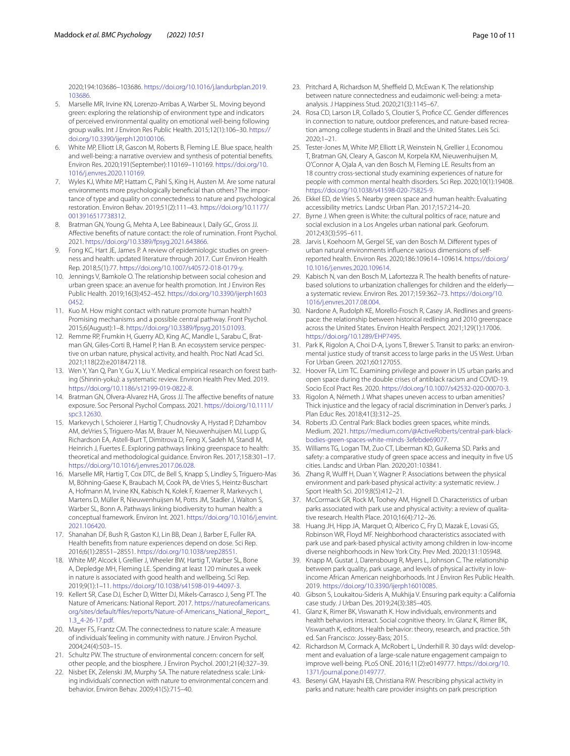2020;194:103686–103686. https://doi.org/10.1016/j.landurbplan.2019.103686.

5. Marselle MR, Irvine KN, Lorenzo-Arribas A, Warber SL. Moving beyond green: exploring the relationship of environment type and indicators of perceived environmental quality on emotional well-being following group walks. Int J Environ Res Public Health. 2015;12(1):106–30. https://doi.org/10.3390/ijerph120100106.
6. White MP, Elliott LR, Gascon M, Roberts B, Fleming LE. Blue space, health and well-being: a narrative overview and synthesis of potential benefits. Environ Res. 2020;191(September):110169–110169. https://doi.org/10.1016/j.envres.2020.110169.
7. Wyles KJ, White MP, Hattam C, Pahl S, King H, Austen M. Are some natural environments more psychologically beneficial than others? The importance of type and quality on connectedness to nature and psychological restoration. Environ Behav. 2019;51(2):111–43. https://doi.org/10.1177/0013916517738312.
8. Bratman GN, Young G, Mehta A, Lee Babineaux I, Daily GC, Gross JJ. Affective benefits of nature contact: the role of rumination. Front Psychol. 2021. https://doi.org/10.3389/fpsyg.2021.643866.
9. Fong KC, Hart JE, James P. A review of epidemiologic studies on greenness and health: updated literature through 2017. Curr Environ Health Rep. 2018;5(1):77. https://doi.org/10.1007/s40572-018-0179-y.
10. Jennings V, Bamkole O. The relationship between social cohesion and urban green space: an avenue for health promotion. Int J Environ Res Public Health. 2019;16(3):452–452. https://doi.org/10.3390/ijerph16030452.
11. Kuo M. How might contact with nature promote human health? Promising mechanisms and a possible central pathway. Front Psychol. 2015;6(August):1–8. https://doi.org/10.3389/fpsyg.2015.01093.
12. Remme RP, Frumkin H, Guerry AD, King AC, Mandle L, Sarabu C, Bratman GN, Giles-Corti B, Hamel P, Han B. An ecosystem service perspective on urban nature, physical activity, and health. Proc Natl Acad Sci. 2021;118(22):e2018472118.
13. Wen Y, Yan Q, Pan Y, Gu X, Liu Y. Medical empirical research on forest bathing (Shinrin-yoku): a systematic review. Environ Health Prev Med. 2019. https://doi.org/10.1186/s12199-019-0822-8.
14. Bratman GN, Olvera-Alvarez HA, Gross JJ. The affective benefits of nature exposure. Soc Personal Psychol Compass. 2021. https://doi.org/10.1111/spc3.12630.
15. Markevych I, Schoierer J, Hartig T, Chudnovsky A, Hystad P, Dzhambov AM, deVries S, Triguero-Mas M, Brauer M, Nieuwenhuijsen MJ, Lupp G, Richardson EA, Astell-Burt T, Dimitrova D, Feng X, Sadeh M, Standl M, Heinrich J, Fuertes E. Exploring pathways linking greenspace to health: theoretical and methodological guidance. Environ Res. 2017;158:301–17. https://doi.org/10.1016/j.envres.2017.06.028.
16. Marselle MR, Hartig T, Cox DTC, de Bell S, Knapp S, Lindley S, Triguero-Mas M, Böhning-Gaese K, Braubach M, Cook PA, de Vries S, Heintz-Buschart A, Hofmann M, Irvine KN, Kabisch N, Kolek F, Kraemer R, Markevych I, Martens D, Müller R, Nieuwenhuijsen M, Potts JM, Stadler J, Walton S, Warber SL, Bonn A. Pathways linking biodiversity to human health: a conceptual framework. Environ Int. 2021. https://doi.org/10.1016/j.envint.2021.106420.
17. Shanahan DF, Bush R, Gaston KJ, Lin BB, Dean J, Barber E, Fuller RA. Health benefits from nature experiences depend on dose. Sci Rep. 2016;6(1):28551–28551. https://doi.org/10.1038/srep28551.
18. White MP, Alcock I, Grellier J, Wheeler BW, Hartig T, Warber SL, Bone A, Depledge MH, Fleming LE. Spending at least 120 minutes a week in nature is associated with good health and wellbeing. Sci Rep. 2019;9(1):1–11. https://doi.org/10.1038/s41598-019-44097-3.
19. Kellert SR, Case DJ, Escher D, Witter DJ, Mikels-Carrasco J, Seng PT. The Nature of Americans: National Report. 2017. https://natureofamericans.org/sites/default/files/reports/Nature-of-Americans_National_Report_1.3_4-26-17.pdf.
20. Mayer FS, Frantz CM. The connectedness to nature scale: A measure of individuals' feeling in community with nature. J Environ Psychol. 2004;24(4):503–15.
21. Schultz PW. The structure of environmental concern: concern for self, other people, and the biosphere. J Environ Psychol. 2001;21(4):327–39.
22. Nisbet EK, Zelenski JM, Murphy SA. The nature relatedness scale: Linking individuals' connection with nature to environmental concern and behavior. Environ Behav. 2009;41(5):715–40.
23. Pritchard A, Richardson M, Sheffield D, McEwan K. The relationship between nature connectedness and eudaimonic well-being: a meta-analysis. J Happiness Stud. 2020;21(3):1145–67.
24. Rosa CD, Larson LR, Collado S, Cloutier S, Profice CC. Gender differences in connection to nature, outdoor preferences, and nature-based recreation among college students in Brazil and the United States. Leis Sci. 2020;1–21.
25. Tester-Jones M, White MP, Elliott LR, Weinstein N, Grellier J, Economou T, Bratman GN, Cleary A, Gascon M, Korpela KM, Nieuwenhuijsen M, O'Connor A, Ojala A, van den Bosch M, Fleming LE. Results from an 18 country cross-sectional study examining experiences of nature for people with common mental health disorders. Sci Rep. 2020;10(1):19408. https://doi.org/10.1038/s41598-020-75825-9.
26. Ekkel ED, de Vries S. Nearby green space and human health: Evaluating accessibility metrics. Landsc Urban Plan. 2017;157:214–20.
27. Byrne J. When green is White: the cultural politics of race, nature and social exclusion in a Los Angeles urban national park. Geoforum. 2012;43(3):595–611.
28. Jarvis I, Koehoorn M, Gergel SE, van den Bosch M. Different types of urban natural environments influence various dimensions of self-reported health. Environ Res. 2020;186:109614–109614. https://doi.org/10.1016/j.envres.2020.109614.
29. Kabisch N, van den Bosch M, Lafortezza R. The health benefits of nature-based solutions to urbanization challenges for children and the elderly—a systematic review. Environ Res. 2017;159:362–73. https://doi.org/10.1016/j.envres.2017.08.004.
30. Nardone A, Rudolph KE, Morello-Frosch R, Casey JA. Redlines and greenspace: the relationship between historical redlining and 2010 greenspace across the United States. Environ Health Perspect. 2021;129(1):17006. https://doi.org/10.1289/EHP7495.
31. Park K, Rigolon A, Choi D-A, Lyons T, Brewer S. Transit to parks: an environmental justice study of transit access to large parks in the US West. Urban For Urban Green. 2021;60:127055.
32. Hoover FA, Lim TC. Examining privilege and power in US urban parks and open space during the double crises of antiblack racism and COVID-19. Socio Ecol Pract Res. 2020. https://doi.org/10.1007/s42532-020-00070-3.
33. Rigolon A, Németh J. What shapes uneven access to urban amenities? Thick injustice and the legacy of racial discrimination in Denver's parks. J Plan Educ Res. 2018;41(3):312–25.
34. Roberts JD. Central Park: Black bodies green spaces, white minds. Medium. 2021. https://medium.com/@ActiveRoberts/central-park-black-bodies-green-spaces-white-minds-3efebde69077.
35. Williams TG, Logan TM, Zuo CT, Liberman KD, Guikema SD. Parks and safety: a comparative study of green space access and inequity in five US cities. Landsc and Urban Plan. 2020;201:103841.
36. Zhang R, Wulff H, Duan Y, Wagner P. Associations between the physical environment and park-based physical activity: a systematic review. J Sport Health Sci. 2019;8(5):412–21.
37. McCormack GR, Rock M, Toohey AM, Hignell D. Characteristics of urban parks associated with park use and physical activity: a review of qualitative research. Health Place. 2010;16(4):712–26.
38. Huang JH, Hipp JA, Marquet O, Alberico C, Fry D, Mazak E, Lovasi GS, Robinson WR, Floyd MF. Neighborhood characteristics associated with park use and park-based physical activity among children in low-income diverse neighborhoods in New York City. Prev Med. 2020;131:105948.
39. Knapp M, Gustat J, Darensbourg R, Myers L, Johnson C. The relationship between park quality, park usage, and levels of physical activity in low-income African American neighborhoods. Int J Environ Res Public Health. 2019. https://doi.org/10.3390/ijerph16010085.
40. Gibson S, Loukaitou-Sideris A, Mukhija V. Ensuring park equity: a California case study. J Urban Des. 2019;24(3):385–405.
41. Glanz K, Rimer BK, Viswanath K. How individuals, environments and health behaviors interact. Social cognitive theory. In: Glanz K, Rimer BK, Viswanath K, editors. Health behavior: theory, research, and practice. 5th ed. San Francisco: Jossey-Bass; 2015.
42. Richardson M, Cormack A, McRobert L, Underhill R. 30 days wild: development and evaluation of a large-scale nature engagement campaign to improve well-being. PLoS ONE. 2016;11(2):e0149777. https://doi.org/10.1371/journal.pone.0149777.
43. Besenyi GM, Hayashi EB, Christiana RW. Prescribing physical activity in parks and nature: health care provider insights on park prescription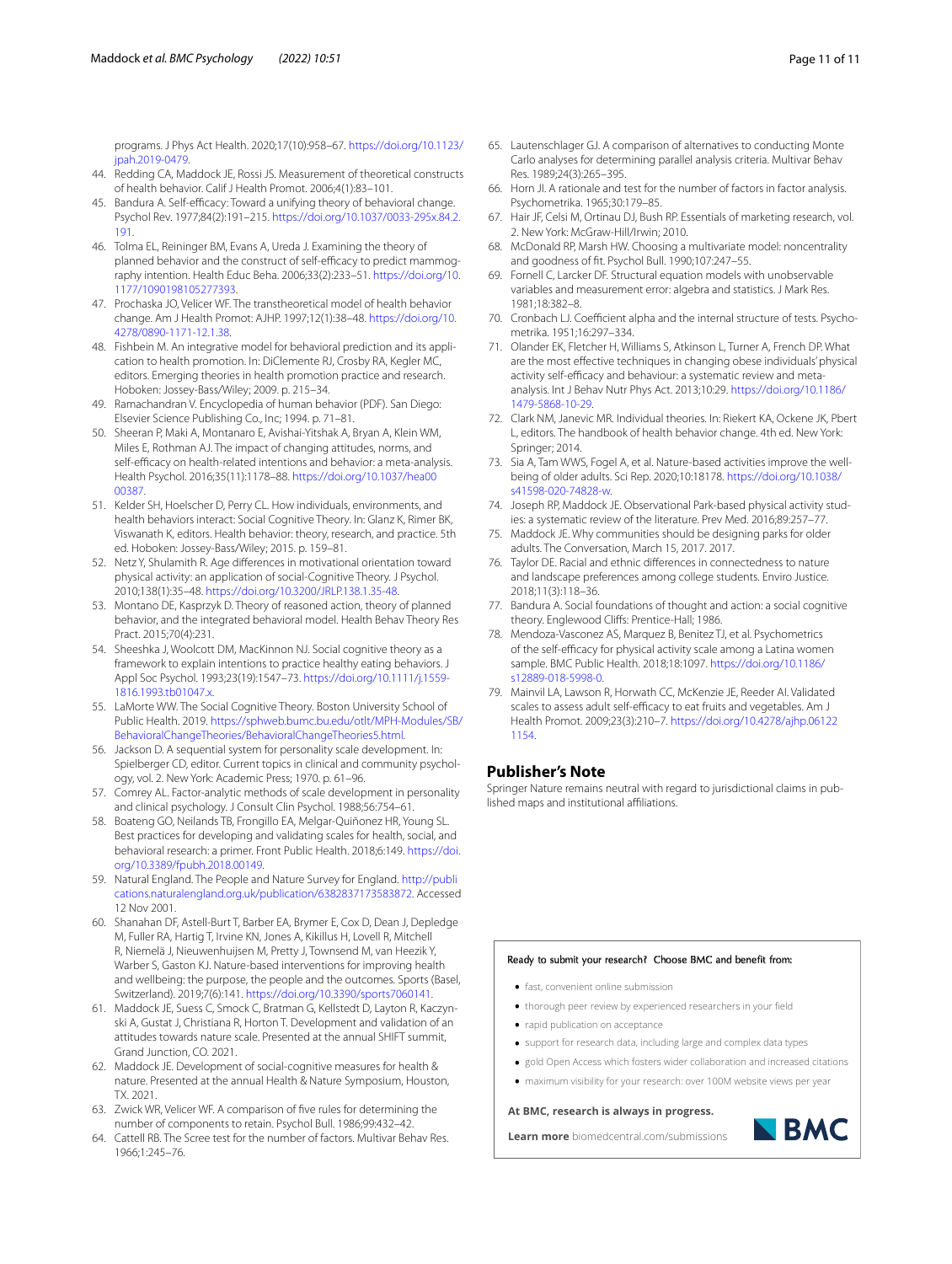programs. J Phys Act Health. 2020;17(10):958–67. https://doi.org/10.1123/jpah.2019-0479.

44. Redding CA, Maddock JE, Rossi JS. Measurement of theoretical constructs of health behavior. Calif J Health Promot. 2006;4(1):83–101.
45. Bandura A. Self-efficacy: Toward a unifying theory of behavioral change. Psychol Rev. 1977;84(2):191–215. https://doi.org/10.1037/0033-295x.84.2.191.
46. Tolma EL, Reininger BM, Evans A, Ureda J. Examining the theory of planned behavior and the construct of self-efficacy to predict mammography intention. Health Educ Beha. 2006;33(2):233–51. https://doi.org/10.1177/1090198105277393.
47. Prochaska JO, Velicer WF. The transtheoretical model of health behavior change. Am J Health Promot: AJHP. 1997;12(1):38–48. https://doi.org/10.4278/0890-1171-12.1.38.
48. Fishbein M. An integrative model for behavioral prediction and its application to health promotion. In: DiClemente RJ, Crosby RA, Kegler MC, editors. Emerging theories in health promotion practice and research. Hoboken: Jossey-Bass/Wiley; 2009. p. 215–34.
49. Ramachandran V. Encyclopedia of human behavior (PDF). San Diego: Elsevier Science Publishing Co., Inc; 1994. p. 71–81.
50. Sheeran P, Maki A, Montanaro E, Avishai-Yitshak A, Bryan A, Klein WM, Miles E, Rothman AJ. The impact of changing attitudes, norms, and self-efficacy on health-related intentions and behavior: a meta-analysis. Health Psychol. 2016;35(11):1178–88. https://doi.org/10.1037/hea0000387.
51. Kelder SH, Hoelscher D, Perry CL. How individuals, environments, and health behaviors interact: Social Cognitive Theory. In: Glanz K, Rimer BK, Viswanath K, editors. Health behavior: theory, research, and practice. 5th ed. Hoboken: Jossey-Bass/Wiley; 2015. p. 159–81.
52. Netz Y, Shulamith R. Age differences in motivational orientation toward physical activity: an application of social-Cognitive Theory. J Psychol. 2010;138(1):35–48. https://doi.org/10.3200/JRLP.138.1.35-48.
53. Montano DE, Kasprzyk D. Theory of reasoned action, theory of planned behavior, and the integrated behavioral model. Health Behav Theory Res Pract. 2015;70(4):231.
54. Sheeshka J, Woolcott DM, MacKinnon NJ. Social cognitive theory as a framework to explain intentions to practice healthy eating behaviors. J Appl Soc Psychol. 1993;23(19):1547–73. https://doi.org/10.1111/j.1559-1816.1993.tb01047.x.
55. LaMorte WW. The Social Cognitive Theory. Boston University School of Public Health. 2019. https://sphweb.bumc.bu.edu/otlt/MPH-Modules/SB/BehavioralChangeTheories/BehavioralChangeTheories5.html.
56. Jackson D. A sequential system for personality scale development. In: Spielberger CD, editor. Current topics in clinical and community psychology, vol. 2. New York: Academic Press; 1970. p. 61–96.
57. Comrey AL. Factor-analytic methods of scale development in personality and clinical psychology. J Consult Clin Psychol. 1988;56:754–61.
58. Boateng GO, Neilands TB, Frongillo EA, Melgar-Quiñonez HR, Young SL. Best practices for developing and validating scales for health, social, and behavioral research: a primer. Front Public Health. 2018;6:149. https://doi.org/10.3389/fpubh.2018.00149.
59. Natural England. The People and Nature Survey for England. http://publications.naturalengland.org.uk/publication/6382837173583872. Accessed 12 Nov 2001.
60. Shanahan DF, Astell-Burt T, Barber EA, Brymer E, Cox D, Dean J, Depledge M, Fuller RA, Hartig T, Irvine KN, Jones A, Kikillus H, Lovell R, Mitchell R, Niemelä J, Nieuwenhuijsen M, Pretty J, Townsend M, van Heezik Y, Warber S, Gaston KJ. Nature-based interventions for improving health and wellbeing: the purpose, the people and the outcomes. Sports (Basel, Switzerland). 2019;7(6):141. https://doi.org/10.3390/sports7060141.
61. Maddock JE, Suess C, Smock C, Bratman G, Kellstedt D, Layton R, Kaczynski A, Gustat J, Christiana R, Horton T. Development and validation of an attitudes towards nature scale. Presented at the annual SHIFT summit, Grand Junction, CO. 2021.
62. Maddock JE. Development of social-cognitive measures for health & nature. Presented at the annual Health & Nature Symposium, Houston, TX. 2021.
63. Zwick WR, Velicer WF. A comparison of five rules for determining the number of components to retain. Psychol Bull. 1986;99:432–42.
64. Cattell RB. The Scree test for the number of factors. Multivar Behav Res. 1966;1:245–76.
65. Lautenschlager GJ. A comparison of alternatives to conducting Monte Carlo analyses for determining parallel analysis criteria. Multivar Behav Res. 1989;24(3):265–395.
66. Horn JI. A rationale and test for the number of factors in factor analysis. Psychometrika. 1965;30:179–85.
67. Hair JF, Celsi M, Ortinau DJ, Bush RP. Essentials of marketing research, vol. 2. New York: McGraw-Hill/Irwin; 2010.
68. McDonald RP, Marsh HW. Choosing a multivariate model: noncentrality and goodness of fit. Psychol Bull. 1990;107:247–55.
69. Fornell C, Larcker DF. Structural equation models with unobservable variables and measurement error: algebra and statistics. J Mark Res. 1981;18:382–8.
70. Cronbach LJ. Coefficient alpha and the internal structure of tests. Psychometrika. 1951;16:297–334.
71. Olander EK, Fletcher H, Williams S, Atkinson L, Turner A, French DP. What are the most effective techniques in changing obese individuals' physical activity self-efficacy and behaviour: a systematic review and meta-analysis. Int J Behav Nutr Phys Act. 2013;10:29. https://doi.org/10.1186/1479-5868-10-29.
72. Clark NM, Janevic MR. Individual theories. In: Riekert KA, Ockene JK, Pbert L, editors. The handbook of health behavior change. 4th ed. New York: Springer; 2014.
73. Sia A, Tam WWS, Fogel A, et al. Nature-based activities improve the well-being of older adults. Sci Rep. 2020;10:18178. https://doi.org/10.1038/s41598-020-74828-w.
74. Joseph RP, Maddock JE. Observational Park-based physical activity studies: a systematic review of the literature. Prev Med. 2016;89:257–77.
75. Maddock JE. Why communities should be designing parks for older adults. The Conversation, March 15, 2017. 2017.
76. Taylor DE. Racial and ethnic differences in connectedness to nature and landscape preferences among college students. Enviro Justice. 2018;11(3):118–36.
77. Bandura A. Social foundations of thought and action: a social cognitive theory. Englewood Cliffs: Prentice-Hall; 1986.
78. Mendoza-Vasconez AS, Marquez B, Benitez TJ, et al. Psychometrics of the self-efficacy for physical activity scale among a Latina women sample. BMC Public Health. 2018;18:1097. https://doi.org/10.1186/s12889-018-5998-0.
79. Mainvil LA, Lawson R, Horwath CC, McKenzie JE, Reeder AI. Validated scales to assess adult self-efficacy to eat fruits and vegetables. Am J Health Promot. 2009;23(3):210–7. https://doi.org/10.4278/ajhp.061221154.

## Publisher's Note

Springer Nature remains neutral with regard to jurisdictional claims in published maps and institutional affiliations.

Ready to submit your research? Choose BMC and benefit from:

- fast, convenient online submission
- thorough peer review by experienced researchers in your field
- rapid publication on acceptance
- support for research data, including large and complex data types
- gold Open Access which fosters wider collaboration and increased citations
- maximum visibility for your research: over 100M website views per year

**At BMC, research is always in progress.**

**Learn more** biomedcentral.com/submissions

BMC